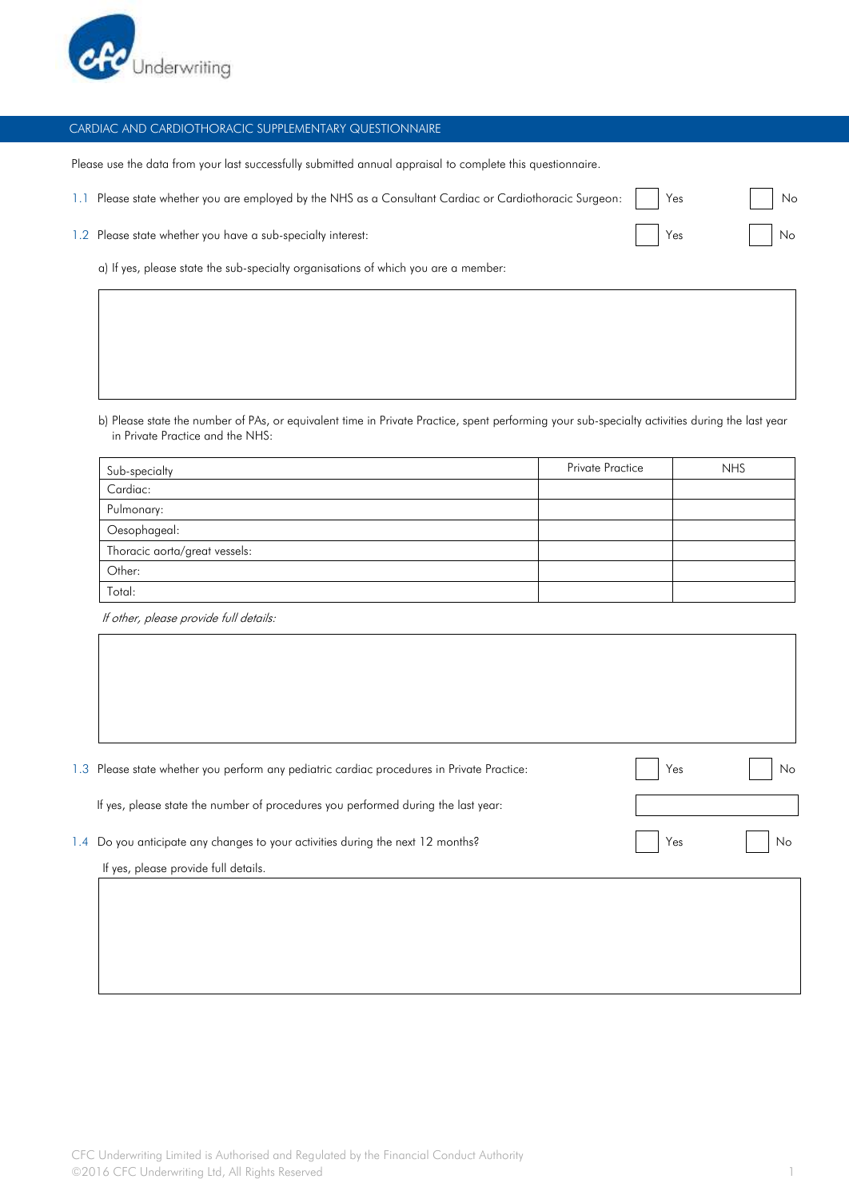CFC Underwriting

## CARDIAC AND CARDIOTHORACIC SUPPLEMENTARY QUESTIONNAIRE

Please use the data from your last successfully submitted annual appraisal to complete this questionnaire.

1.1 Please state whether you are employed by the NHS as a Consultant Cardiac or Cardiothoracic Surgeon: ☐ Yes ☐ No

1.2 Please state whether you have a sub-specialty interest: ☐ Yes ☐ No

a) If yes, please state the sub-specialty organisations of which you are a member:

b) Please state the number of PAs, or equivalent time in Private Practice, spent performing your sub-specialty activities during the last year in Private Practice and the NHS:

| Sub-specialty | Private Practice | NHS |
|---|---|---|
| Cardiac: | | |
| Pulmonary: | | |
| Oesophageal: | | |
| Thoracic aorta/great vessels: | | |
| Other: | | |
| Total: | | |

*If other, please provide full details:*

1.3 Please state whether you perform any pediatric cardiac procedures in Private Practice: ☐ Yes ☐ No

If yes, please state the number of procedures you performed during the last year:

1.4 Do you anticipate any changes to your activities during the next 12 months? ☐ Yes ☐ No

If yes, please provide full details.

CFC Underwriting Limited is Authorised and Regulated by the Financial Conduct Authority
©2016 CFC Underwriting Ltd, All Rights Reserved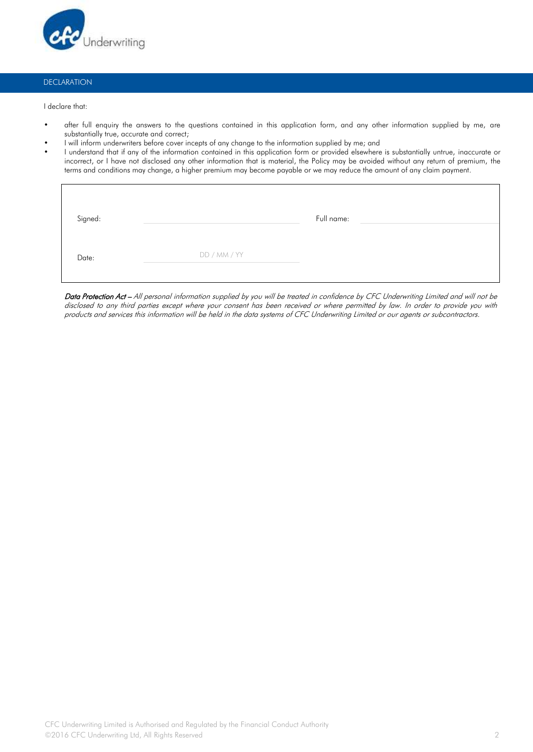## DECLARATION

I declare that:

- after full enquiry the answers to the questions contained in this application form, and any other information supplied by me, are substantially true, accurate and correct;
- I will inform underwriters before cover incepts of any change to the information supplied by me; and
- I understand that if any of the information contained in this application form or provided elsewhere is substantially untrue, inaccurate or incorrect, or I have not disclosed any other information that is material, the Policy may be avoided without any return of premium, the terms and conditions may change, a higher premium may become payable or we may reduce the amount of any claim payment.

| | | | |
|---|---|---|---|
| Signed: | | Full name: | |
| Date: | DD / MM / YY | | |

***Data Protection Act*** *– All personal information supplied by you will be treated in confidence by CFC Underwriting Limited and will not be disclosed to any third parties except where your consent has been received or where permitted by law. In order to provide you with products and services this information will be held in the data systems of CFC Underwriting Limited or our agents or subcontractors.*

CFC Underwriting Limited is Authorised and Regulated by the Financial Conduct Authority
©2016 CFC Underwriting Ltd, All Rights Reserved